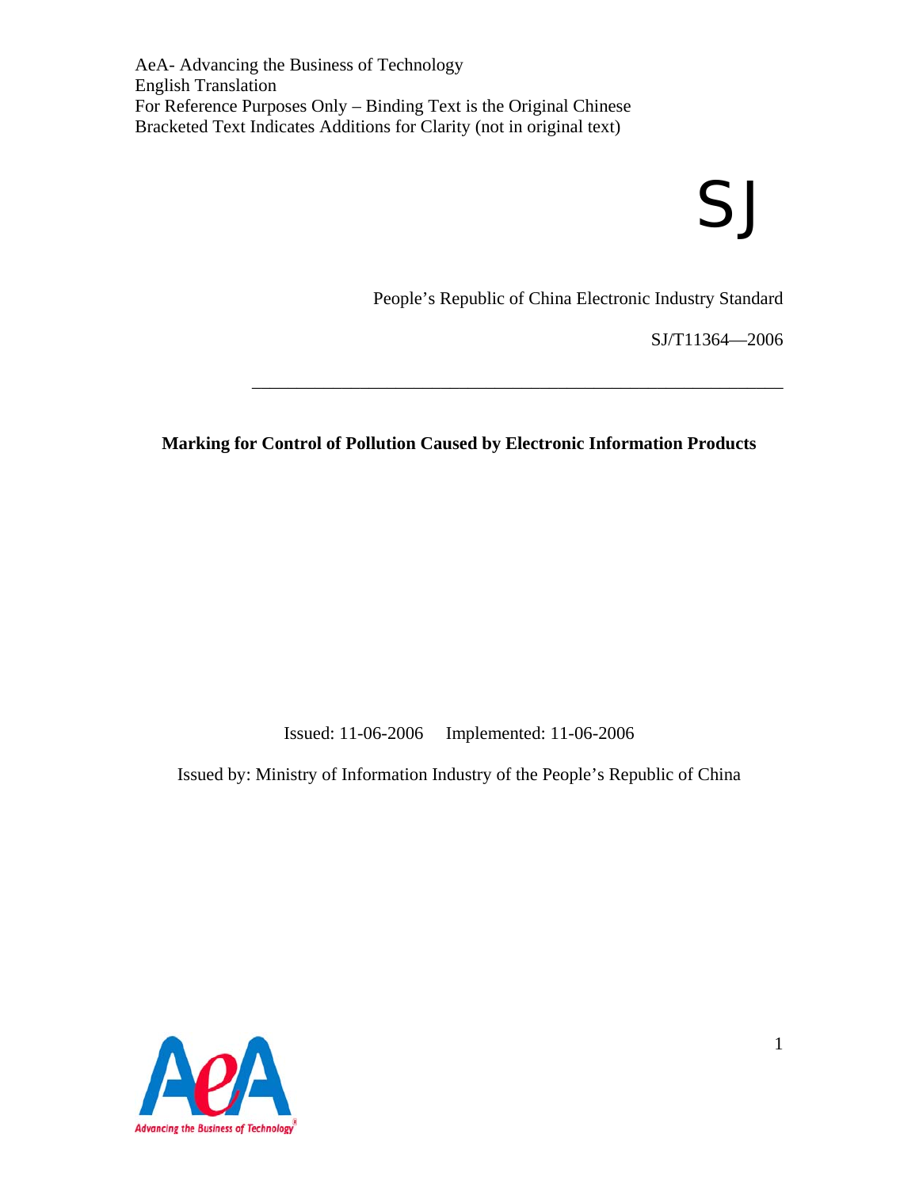AeA- Advancing the Business of Technology
English Translation
For Reference Purposes Only – Binding Text is the Original Chinese
Bracketed Text Indicates Additions for Clarity (not in original text)

SJ

People's Republic of China Electronic Industry Standard

SJ/T11364—2006

---

**Marking for Control of Pollution Caused by Electronic Information Products**

Issued: 11-06-2006 Implemented: 11-06-2006

Issued by: Ministry of Information Industry of the People's Republic of China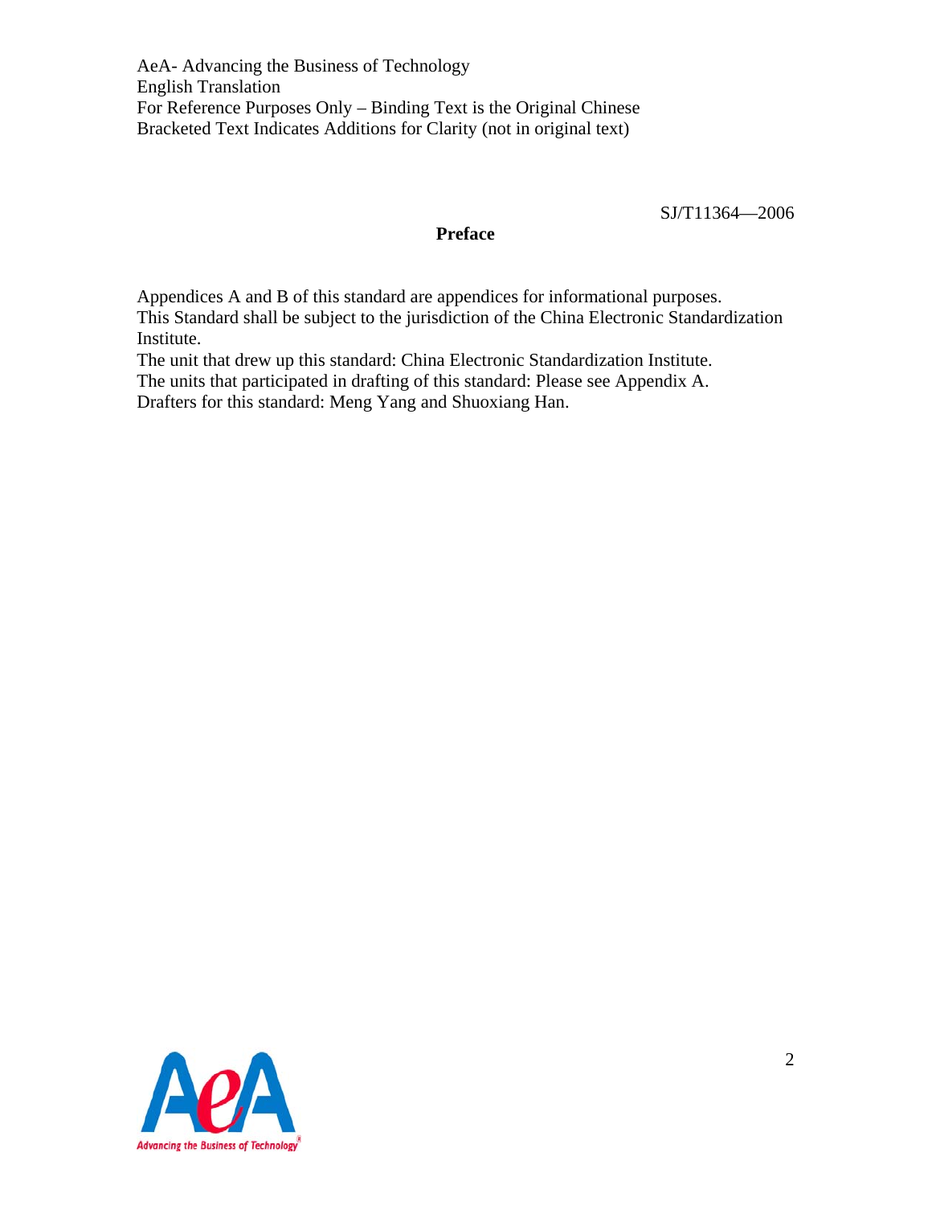# Preface

Appendices A and B of this standard are appendices for informational purposes.
This Standard shall be subject to the jurisdiction of the China Electronic Standardization Institute.
The unit that drew up this standard: China Electronic Standardization Institute.
The units that participated in drafting of this standard: Please see Appendix A.
Drafters for this standard: Meng Yang and Shuoxiang Han.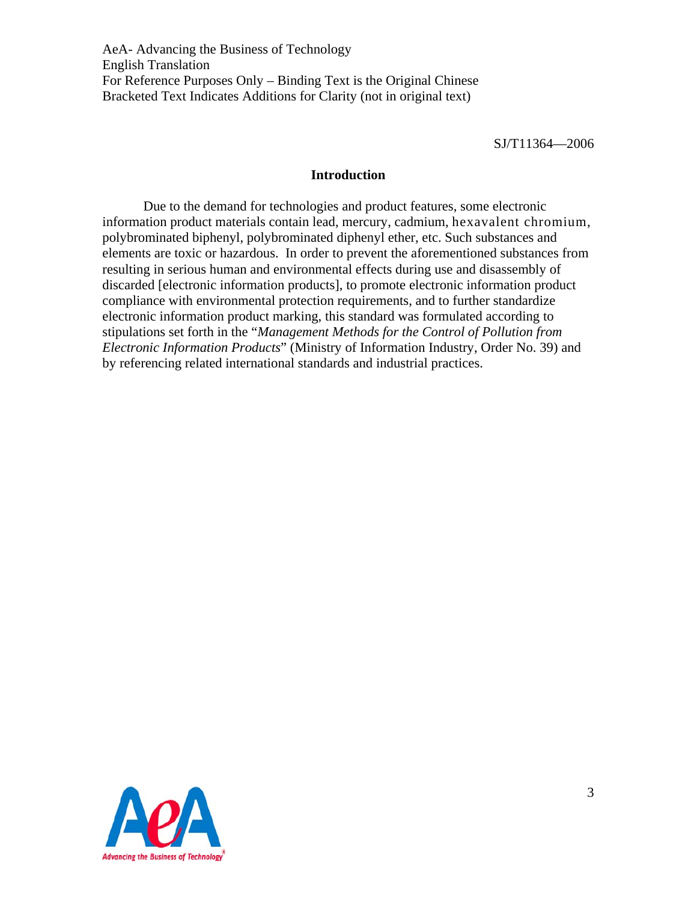AeA- Advancing the Business of Technology
English Translation
For Reference Purposes Only – Binding Text is the Original Chinese
Bracketed Text Indicates Additions for Clarity (not in original text)

SJ/T11364—2006

## Introduction

Due to the demand for technologies and product features, some electronic information product materials contain lead, mercury, cadmium, hexavalent chromium, polybrominated biphenyl, polybrominated diphenyl ether, etc. Such substances and elements are toxic or hazardous. In order to prevent the aforementioned substances from resulting in serious human and environmental effects during use and disassembly of discarded [electronic information products], to promote electronic information product compliance with environmental protection requirements, and to further standardize electronic information product marking, this standard was formulated according to stipulations set forth in the "*Management Methods for the Control of Pollution from Electronic Information Products*" (Ministry of Information Industry, Order No. 39) and by referencing related international standards and industrial practices.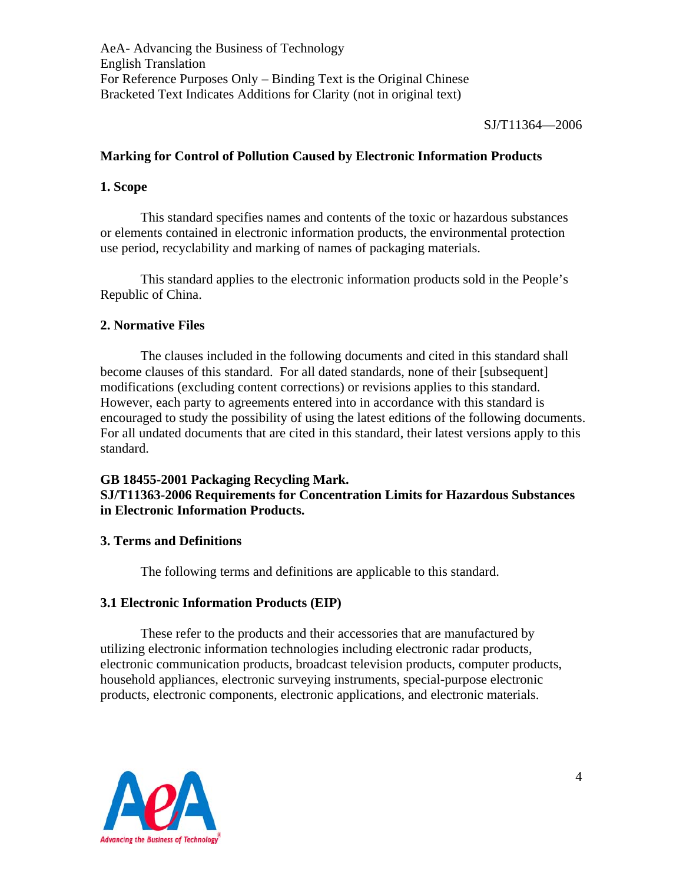SJ/T11364—2006

## Marking for Control of Pollution Caused by Electronic Information Products

### 1. Scope

This standard specifies names and contents of the toxic or hazardous substances or elements contained in electronic information products, the environmental protection use period, recyclability and marking of names of packaging materials.

This standard applies to the electronic information products sold in the People's Republic of China.

### 2. Normative Files

The clauses included in the following documents and cited in this standard shall become clauses of this standard. For all dated standards, none of their [subsequent] modifications (excluding content corrections) or revisions applies to this standard. However, each party to agreements entered into in accordance with this standard is encouraged to study the possibility of using the latest editions of the following documents. For all undated documents that are cited in this standard, their latest versions apply to this standard.

**GB 18455-2001 Packaging Recycling Mark.**
**SJ/T11363-2006 Requirements for Concentration Limits for Hazardous Substances in Electronic Information Products.**

### 3. Terms and Definitions

The following terms and definitions are applicable to this standard.

### 3.1 Electronic Information Products (EIP)

These refer to the products and their accessories that are manufactured by utilizing electronic information technologies including electronic radar products, electronic communication products, broadcast television products, computer products, household appliances, electronic surveying instruments, special-purpose electronic products, electronic components, electronic applications, and electronic materials.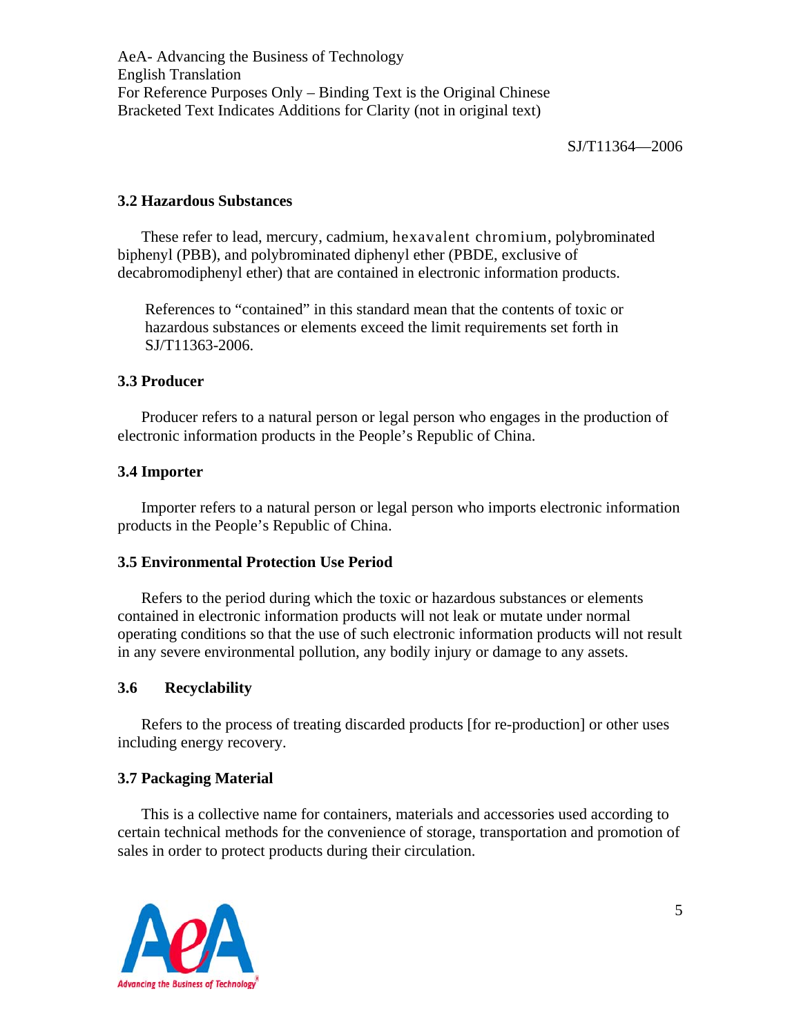### 3.2 Hazardous Substances

These refer to lead, mercury, cadmium, hexavalent chromium, polybrominated biphenyl (PBB), and polybrominated diphenyl ether (PBDE, exclusive of decabromodiphenyl ether) that are contained in electronic information products.

References to “contained” in this standard mean that the contents of toxic or hazardous substances or elements exceed the limit requirements set forth in SJ/T11363-2006.

### 3.3 Producer

Producer refers to a natural person or legal person who engages in the production of electronic information products in the People’s Republic of China.

### 3.4 Importer

Importer refers to a natural person or legal person who imports electronic information products in the People’s Republic of China.

### 3.5 Environmental Protection Use Period

Refers to the period during which the toxic or hazardous substances or elements contained in electronic information products will not leak or mutate under normal operating conditions so that the use of such electronic information products will not result in any severe environmental pollution, any bodily injury or damage to any assets.

### 3.6 Recyclability

Refers to the process of treating discarded products [for re-production] or other uses including energy recovery.

### 3.7 Packaging Material

This is a collective name for containers, materials and accessories used according to certain technical methods for the convenience of storage, transportation and promotion of sales in order to protect products during their circulation.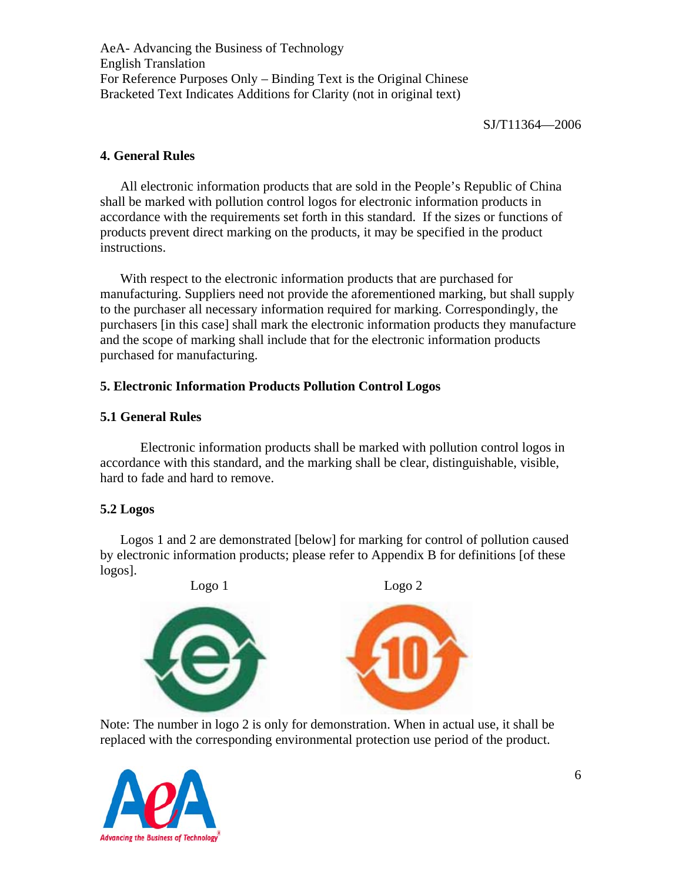## 4. General Rules

All electronic information products that are sold in the People's Republic of China shall be marked with pollution control logos for electronic information products in accordance with the requirements set forth in this standard. If the sizes or functions of products prevent direct marking on the products, it may be specified in the product instructions.

With respect to the electronic information products that are purchased for manufacturing. Suppliers need not provide the aforementioned marking, but shall supply to the purchaser all necessary information required for marking. Correspondingly, the purchasers [in this case] shall mark the electronic information products they manufacture and the scope of marking shall include that for the electronic information products purchased for manufacturing.

## 5. Electronic Information Products Pollution Control Logos

### 5.1 General Rules

Electronic information products shall be marked with pollution control logos in accordance with this standard, and the marking shall be clear, distinguishable, visible, hard to fade and hard to remove.

### 5.2 Logos

Logos 1 and 2 are demonstrated [below] for marking for control of pollution caused by electronic information products; please refer to Appendix B for definitions [of these logos].

Logo 1

Logo 2

Note: The number in logo 2 is only for demonstration. When in actual use, it shall be replaced with the corresponding environmental protection use period of the product.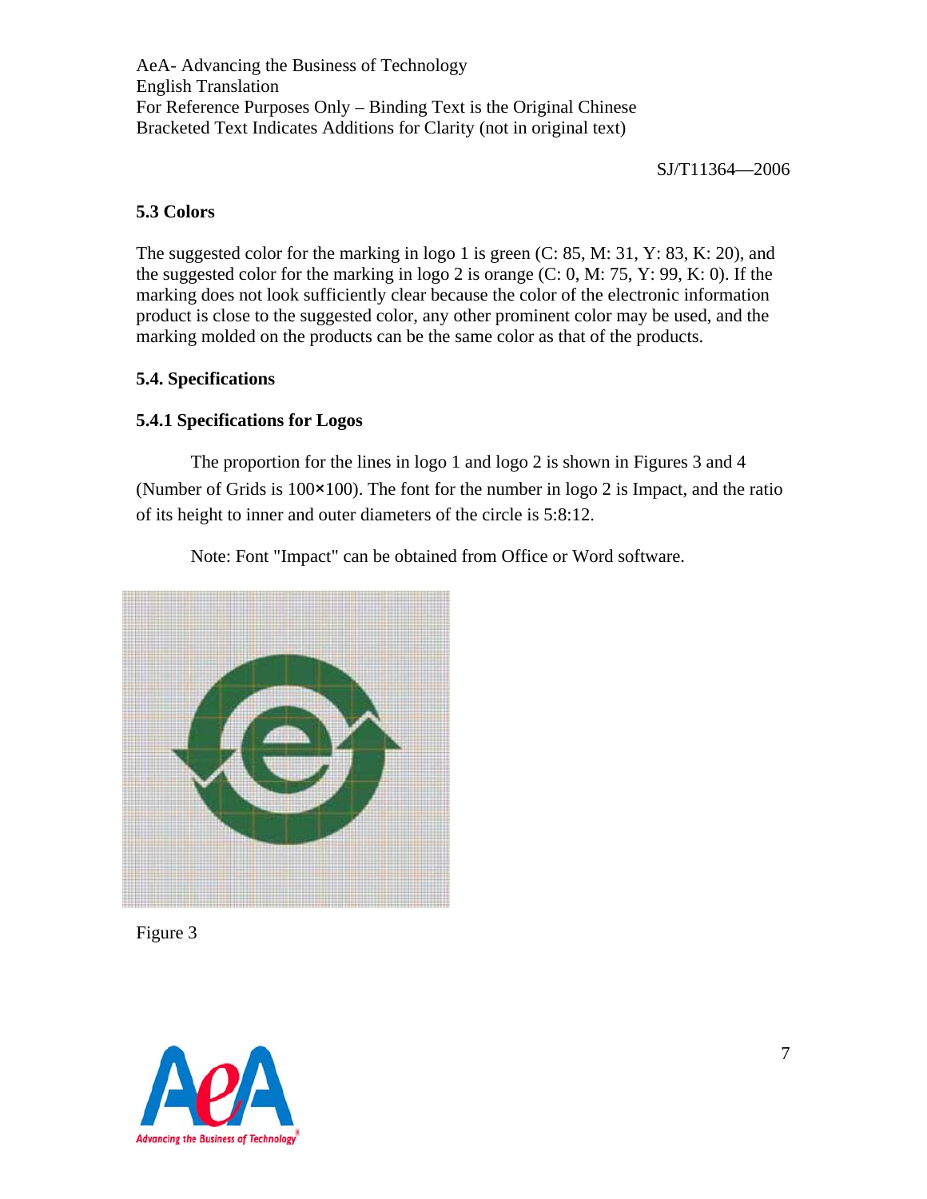AeA- Advancing the Business of Technology
English Translation
For Reference Purposes Only – Binding Text is the Original Chinese
Bracketed Text Indicates Additions for Clarity (not in original text)

SJ/T11364—2006

### 5.3 Colors

The suggested color for the marking in logo 1 is green (C: 85, M: 31, Y: 83, K: 20), and the suggested color for the marking in logo 2 is orange (C: 0, M: 75, Y: 99, K: 0). If the marking does not look sufficiently clear because the color of the electronic information product is close to the suggested color, any other prominent color may be used, and the marking molded on the products can be the same color as that of the products.

### 5.4. Specifications

#### 5.4.1 Specifications for Logos

The proportion for the lines in logo 1 and logo 2 is shown in Figures 3 and 4 (Number of Grids is 100×100). The font for the number in logo 2 is Impact, and the ratio of its height to inner and outer diameters of the circle is 5:8:12.

Note: Font "Impact" can be obtained from Office or Word software.

Figure 3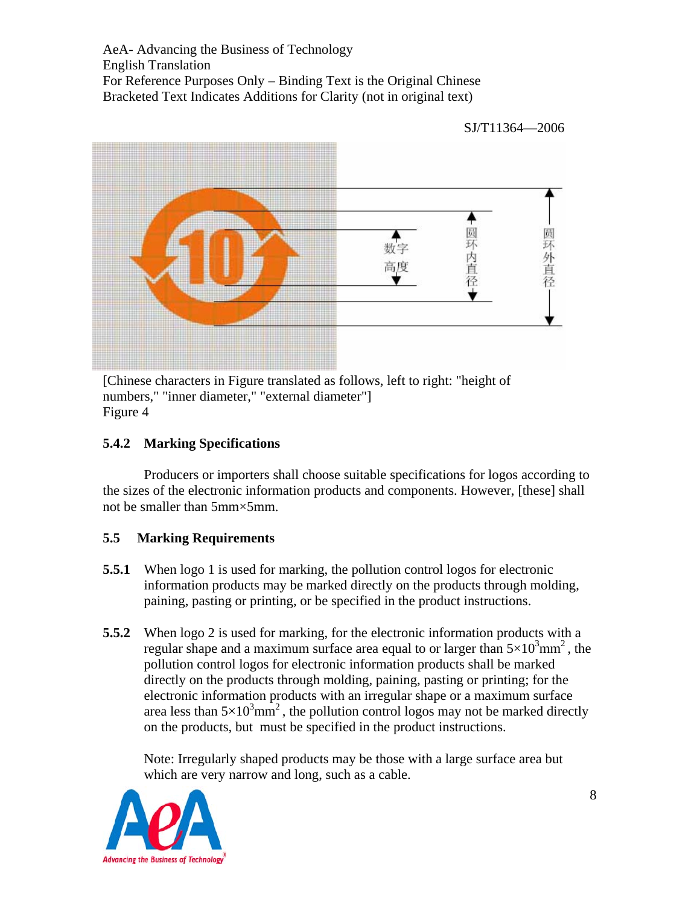[Chinese characters in Figure translated as follows, left to right: "height of numbers," "inner diameter," "external diameter"]
Figure 4

### 5.4.2 Marking Specifications

Producers or importers shall choose suitable specifications for logos according to the sizes of the electronic information products and components. However, [these] shall not be smaller than 5mm×5mm.

## 5.5 Marking Requirements

**5.5.1** When logo 1 is used for marking, the pollution control logos for electronic information products may be marked directly on the products through molding, paining, pasting or printing, or be specified in the product instructions.

**5.5.2** When logo 2 is used for marking, for the electronic information products with a regular shape and a maximum surface area equal to or larger than $5\times10^3mm^2$, the pollution control logos for electronic information products shall be marked directly on the products through molding, paining, pasting or printing; for the electronic information products with an irregular shape or a maximum surface area less than $5\times10^3mm^2$, the pollution control logos may not be marked directly on the products, but must be specified in the product instructions.

Note: Irregularly shaped products may be those with a large surface area but which are very narrow and long, such as a cable.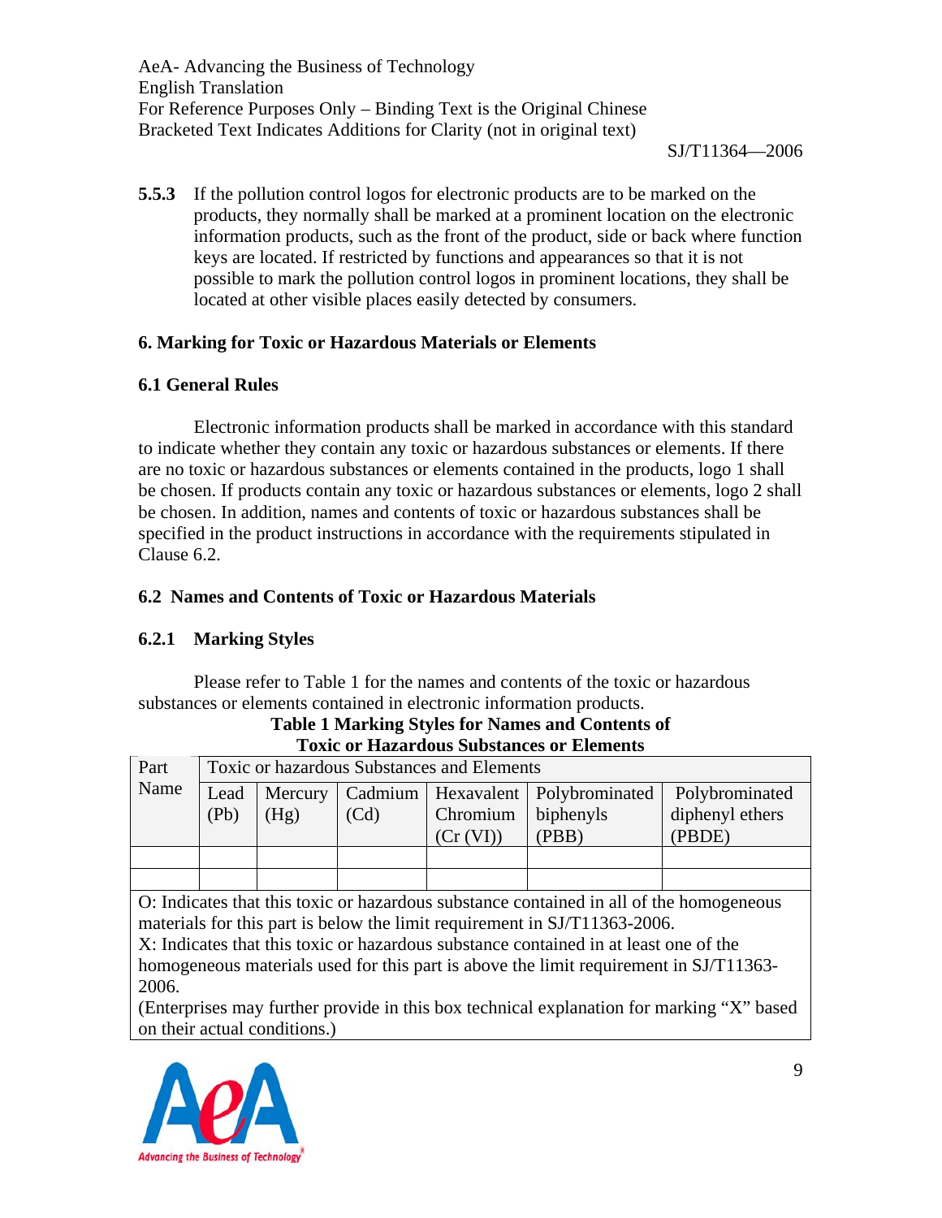**5.5.3** If the pollution control logos for electronic products are to be marked on the products, they normally shall be marked at a prominent location on the electronic information products, such as the front of the product, side or back where function keys are located. If restricted by functions and appearances so that it is not possible to mark the pollution control logos in prominent locations, they shall be located at other visible places easily detected by consumers.

### 6. Marking for Toxic or Hazardous Materials or Elements

#### 6.1 General Rules

Electronic information products shall be marked in accordance with this standard to indicate whether they contain any toxic or hazardous substances or elements. If there are no toxic or hazardous substances or elements contained in the products, logo 1 shall be chosen. If products contain any toxic or hazardous substances or elements, logo 2 shall be chosen. In addition, names and contents of toxic or hazardous substances shall be specified in the product instructions in accordance with the requirements stipulated in Clause 6.2.

#### 6.2 Names and Contents of Toxic or Hazardous Materials

#### 6.2.1 Marking Styles

Please refer to Table 1 for the names and contents of the toxic or hazardous substances or elements contained in electronic information products.

**Table 1 Marking Styles for Names and Contents of Toxic or Hazardous Substances or Elements**

| Part Name | Toxic or hazardous Substances and Elements | | | | | |
|---|---|---|---|---|---|---|
| | Lead (Pb) | Mercury (Hg) | Cadmium (Cd) | Hexavalent Chromium (Cr (VI)) | Polybrominated biphenyls (PBB) | Polybrominated diphenyl ethers (PBDE) |
| | | | | | | |
| | | | | | | |

O: Indicates that this toxic or hazardous substance contained in all of the homogeneous materials for this part is below the limit requirement in SJ/T11363-2006.
X: Indicates that this toxic or hazardous substance contained in at least one of the homogeneous materials used for this part is above the limit requirement in SJ/T11363-2006.
(Enterprises may further provide in this box technical explanation for marking "X" based on their actual conditions.)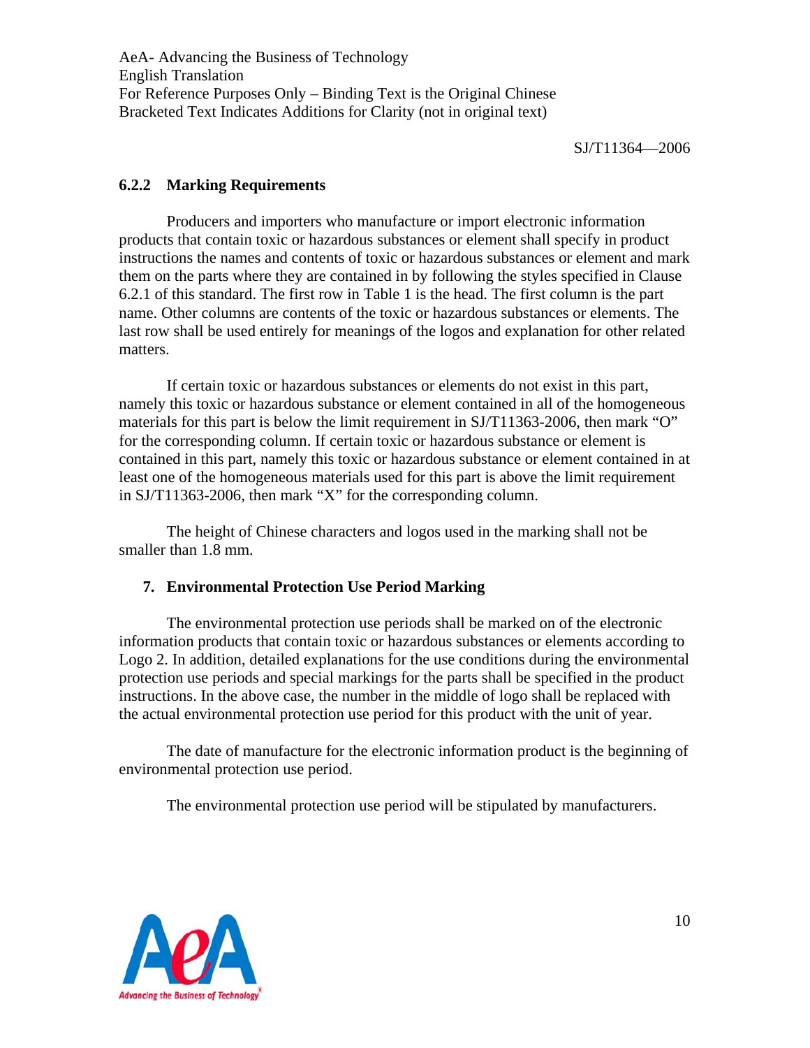### 6.2.2 Marking Requirements

Producers and importers who manufacture or import electronic information products that contain toxic or hazardous substances or element shall specify in product instructions the names and contents of toxic or hazardous substances or element and mark them on the parts where they are contained in by following the styles specified in Clause 6.2.1 of this standard. The first row in Table 1 is the head. The first column is the part name. Other columns are contents of the toxic or hazardous substances or elements. The last row shall be used entirely for meanings of the logos and explanation for other related matters.

If certain toxic or hazardous substances or elements do not exist in this part, namely this toxic or hazardous substance or element contained in all of the homogeneous materials for this part is below the limit requirement in SJ/T11363-2006, then mark "O" for the corresponding column. If certain toxic or hazardous substance or element is contained in this part, namely this toxic or hazardous substance or element contained in at least one of the homogeneous materials used for this part is above the limit requirement in SJ/T11363-2006, then mark "X" for the corresponding column.

The height of Chinese characters and logos used in the marking shall not be smaller than 1.8 mm.

## 7. Environmental Protection Use Period Marking

The environmental protection use periods shall be marked on of the electronic information products that contain toxic or hazardous substances or elements according to Logo 2. In addition, detailed explanations for the use conditions during the environmental protection use periods and special markings for the parts shall be specified in the product instructions. In the above case, the number in the middle of logo shall be replaced with the actual environmental protection use period for this product with the unit of year.

The date of manufacture for the electronic information product is the beginning of environmental protection use period.

The environmental protection use period will be stipulated by manufacturers.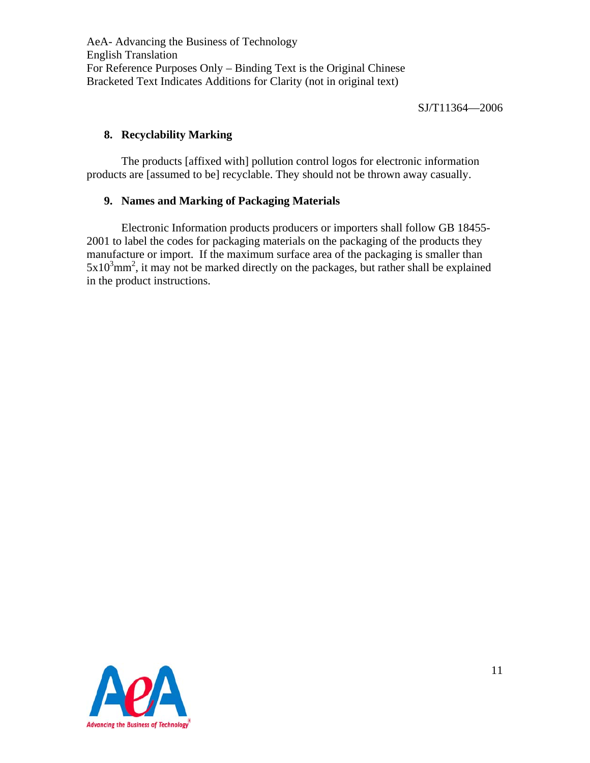## 8. Recyclability Marking

The products [affixed with] pollution control logos for electronic information products are [assumed to be] recyclable. They should not be thrown away casually.

## 9. Names and Marking of Packaging Materials

Electronic Information products producers or importers shall follow GB 18455-2001 to label the codes for packaging materials on the packaging of the products they manufacture or import. If the maximum surface area of the packaging is smaller than $5x10^3mm^2$, it may not be marked directly on the packages, but rather shall be explained in the product instructions.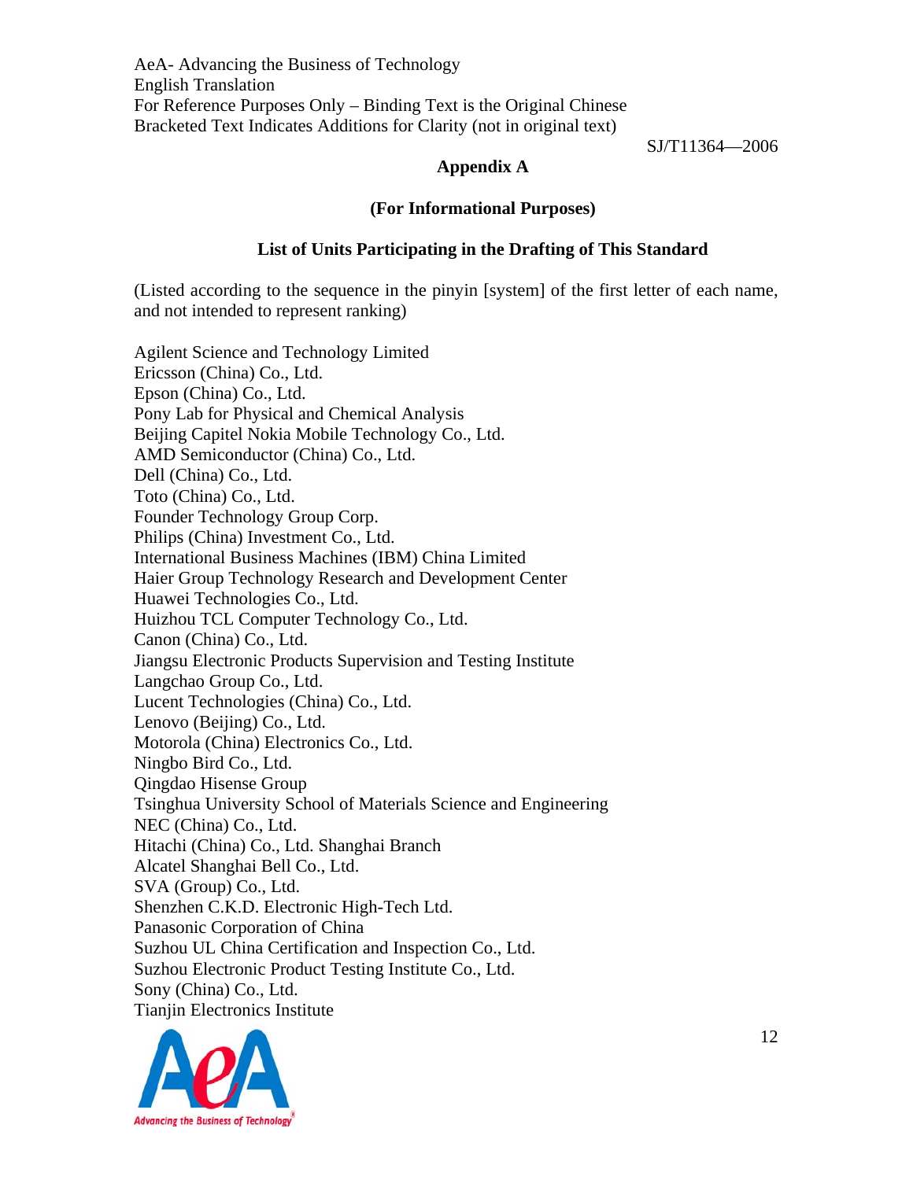AeA- Advancing the Business of Technology
English Translation
For Reference Purposes Only – Binding Text is the Original Chinese
Bracketed Text Indicates Additions for Clarity (not in original text)

SJ/T11364—2006

## Appendix A

### (For Informational Purposes)

### List of Units Participating in the Drafting of This Standard

(Listed according to the sequence in the pinyin [system] of the first letter of each name, and not intended to represent ranking)

Agilent Science and Technology Limited
Ericsson (China) Co., Ltd.
Epson (China) Co., Ltd.
Pony Lab for Physical and Chemical Analysis
Beijing Capitel Nokia Mobile Technology Co., Ltd.
AMD Semiconductor (China) Co., Ltd.
Dell (China) Co., Ltd.
Toto (China) Co., Ltd.
Founder Technology Group Corp.
Philips (China) Investment Co., Ltd.
International Business Machines (IBM) China Limited
Haier Group Technology Research and Development Center
Huawei Technologies Co., Ltd.
Huizhou TCL Computer Technology Co., Ltd.
Canon (China) Co., Ltd.
Jiangsu Electronic Products Supervision and Testing Institute
Langchao Group Co., Ltd.
Lucent Technologies (China) Co., Ltd.
Lenovo (Beijing) Co., Ltd.
Motorola (China) Electronics Co., Ltd.
Ningbo Bird Co., Ltd.
Qingdao Hisense Group
Tsinghua University School of Materials Science and Engineering
NEC (China) Co., Ltd.
Hitachi (China) Co., Ltd. Shanghai Branch
Alcatel Shanghai Bell Co., Ltd.
SVA (Group) Co., Ltd.
Shenzhen C.K.D. Electronic High-Tech Ltd.
Panasonic Corporation of China
Suzhou UL China Certification and Inspection Co., Ltd.
Suzhou Electronic Product Testing Institute Co., Ltd.
Sony (China) Co., Ltd.
Tianjin Electronics Institute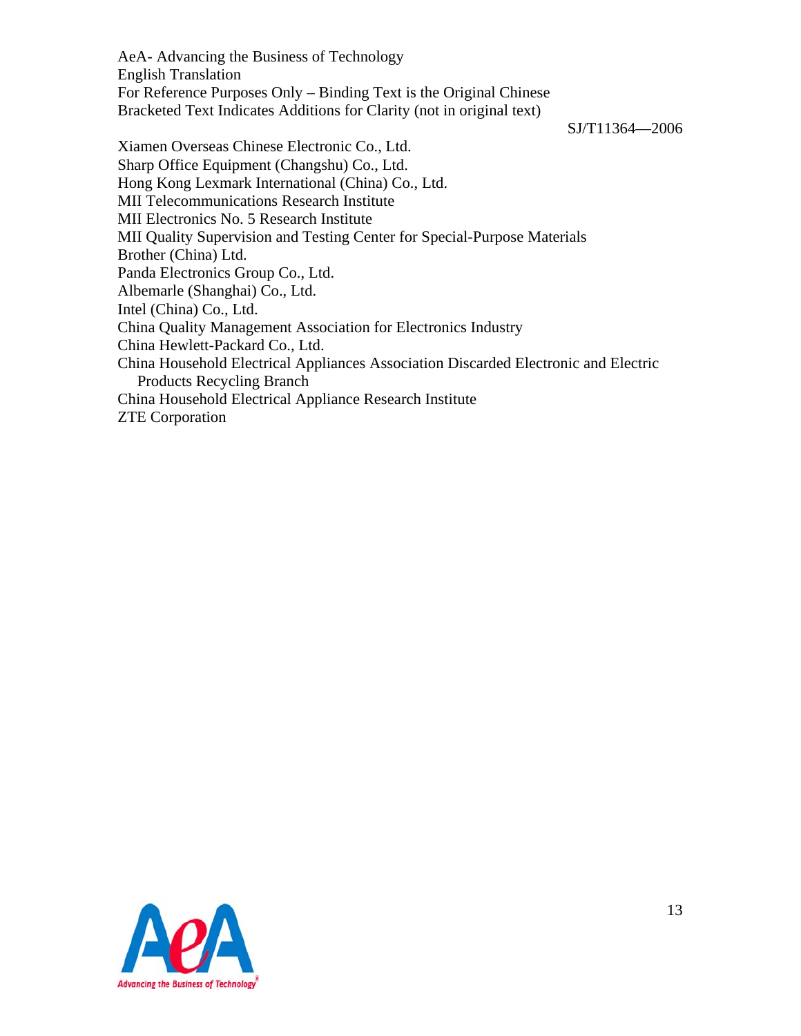Xiamen Overseas Chinese Electronic Co., Ltd.
Sharp Office Equipment (Changshu) Co., Ltd.
Hong Kong Lexmark International (China) Co., Ltd.
MII Telecommunications Research Institute
MII Electronics No. 5 Research Institute
MII Quality Supervision and Testing Center for Special-Purpose Materials
Brother (China) Ltd.
Panda Electronics Group Co., Ltd.
Albemarle (Shanghai) Co., Ltd.
Intel (China) Co., Ltd.
China Quality Management Association for Electronics Industry
China Hewlett-Packard Co., Ltd.
China Household Electrical Appliances Association Discarded Electronic and Electric Products Recycling Branch
China Household Electrical Appliance Research Institute
ZTE Corporation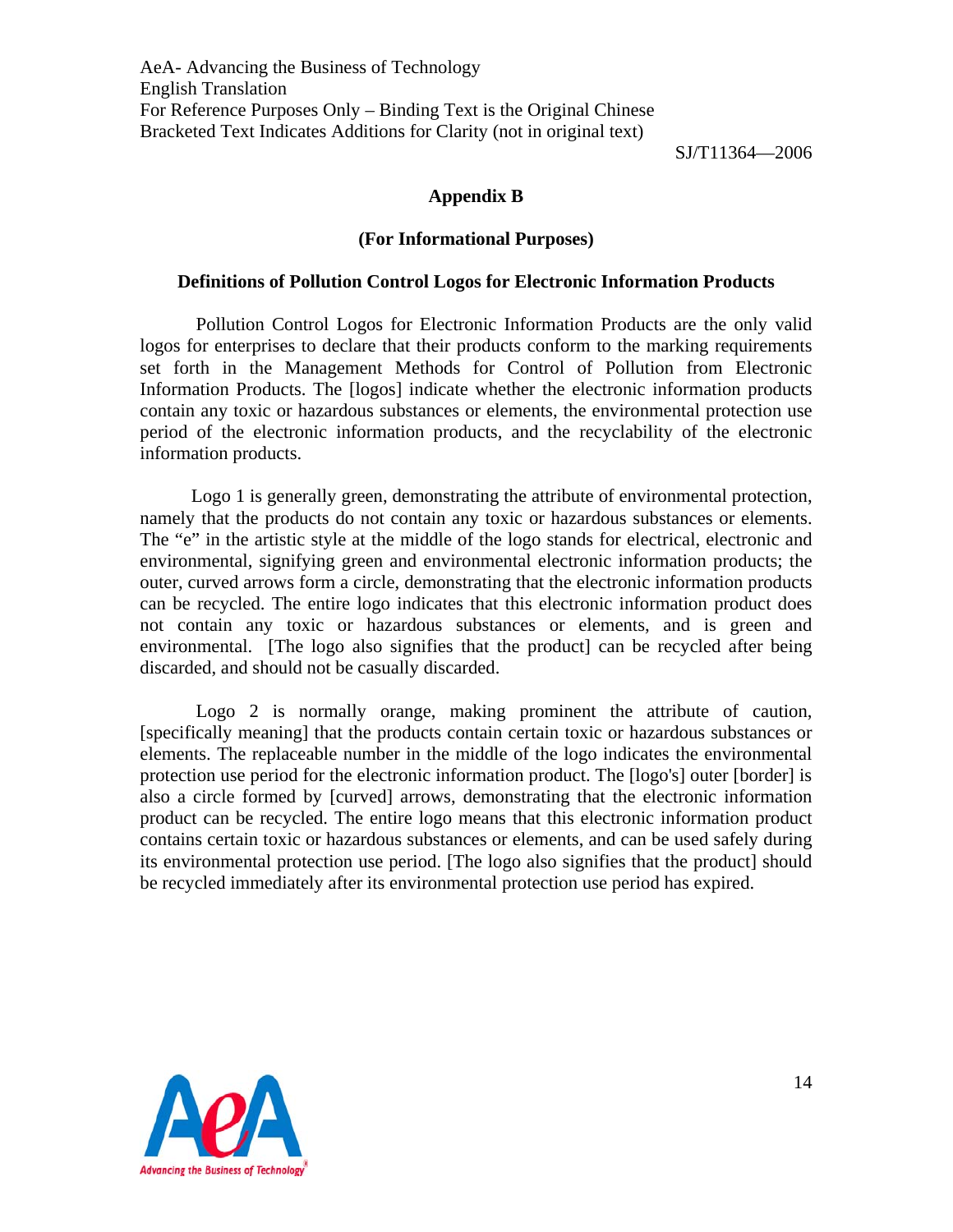## Appendix B

### (For Informational Purposes)

### Definitions of Pollution Control Logos for Electronic Information Products

Pollution Control Logos for Electronic Information Products are the only valid logos for enterprises to declare that their products conform to the marking requirements set forth in the Management Methods for Control of Pollution from Electronic Information Products. The [logos] indicate whether the electronic information products contain any toxic or hazardous substances or elements, the environmental protection use period of the electronic information products, and the recyclability of the electronic information products.

Logo 1 is generally green, demonstrating the attribute of environmental protection, namely that the products do not contain any toxic or hazardous substances or elements. The "e" in the artistic style at the middle of the logo stands for electrical, electronic and environmental, signifying green and environmental electronic information products; the outer, curved arrows form a circle, demonstrating that the electronic information products can be recycled. The entire logo indicates that this electronic information product does not contain any toxic or hazardous substances or elements, and is green and environmental. [The logo also signifies that the product] can be recycled after being discarded, and should not be casually discarded.

Logo 2 is normally orange, making prominent the attribute of caution, [specifically meaning] that the products contain certain toxic or hazardous substances or elements. The replaceable number in the middle of the logo indicates the environmental protection use period for the electronic information product. The [logo's] outer [border] is also a circle formed by [curved] arrows, demonstrating that the electronic information product can be recycled. The entire logo means that this electronic information product contains certain toxic or hazardous substances or elements, and can be used safely during its environmental protection use period. [The logo also signifies that the product] should be recycled immediately after its environmental protection use period has expired.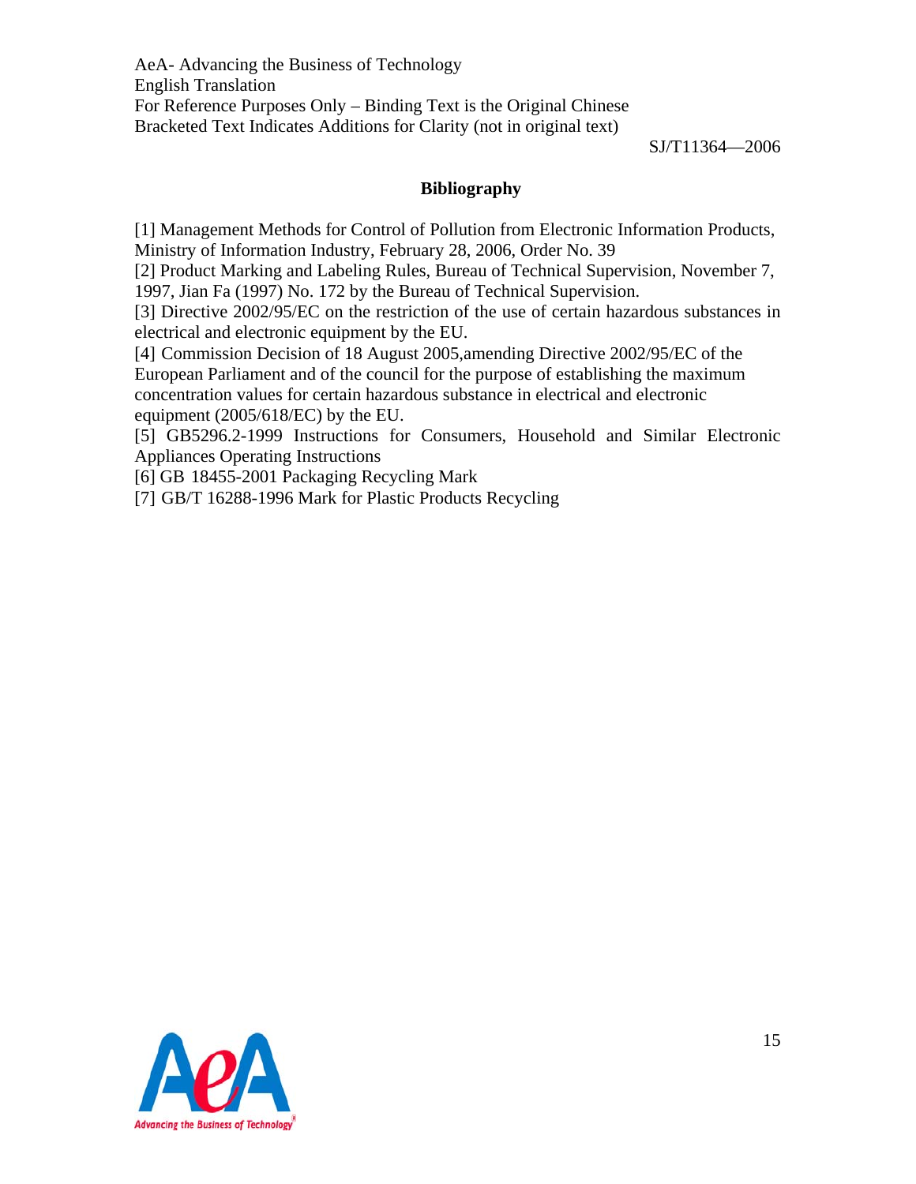## Bibliography

[1] Management Methods for Control of Pollution from Electronic Information Products, Ministry of Information Industry, February 28, 2006, Order No. 39

[2] Product Marking and Labeling Rules, Bureau of Technical Supervision, November 7, 1997, Jian Fa (1997) No. 172 by the Bureau of Technical Supervision.

[3] Directive 2002/95/EC on the restriction of the use of certain hazardous substances in electrical and electronic equipment by the EU.

[4] Commission Decision of 18 August 2005,amending Directive 2002/95/EC of the European Parliament and of the council for the purpose of establishing the maximum concentration values for certain hazardous substance in electrical and electronic equipment (2005/618/EC) by the EU.

[5] GB5296.2-1999 Instructions for Consumers, Household and Similar Electronic Appliances Operating Instructions

[6] GB 18455-2001 Packaging Recycling Mark

[7] GB/T 16288-1996 Mark for Plastic Products Recycling